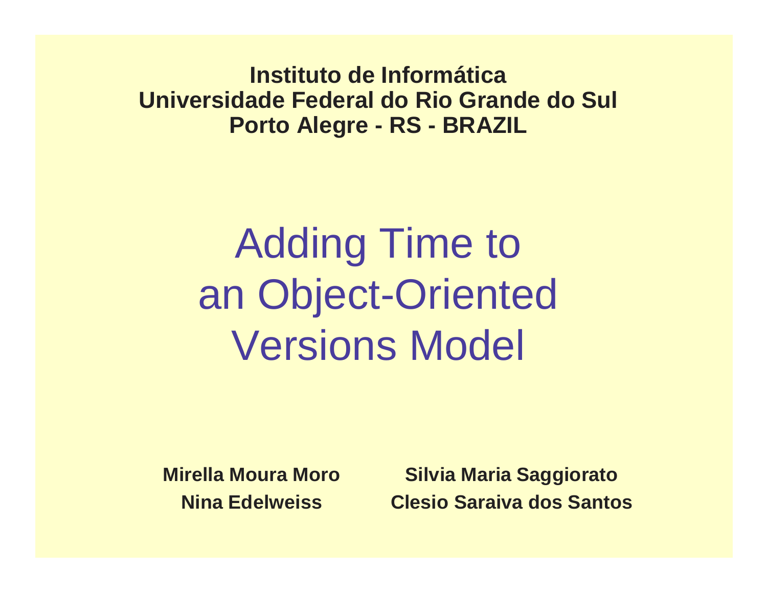**Instituto de Informática**
**Universidade Federal do Rio Grande do Sul**
**Porto Alegre - RS - BRAZIL**

# Adding Time to an Object-Oriented Versions Model

**Mirella Moura Moro**
**Nina Edelweiss**

**Silvia Maria Saggiorato**
**Clesio Saraiva dos Santos**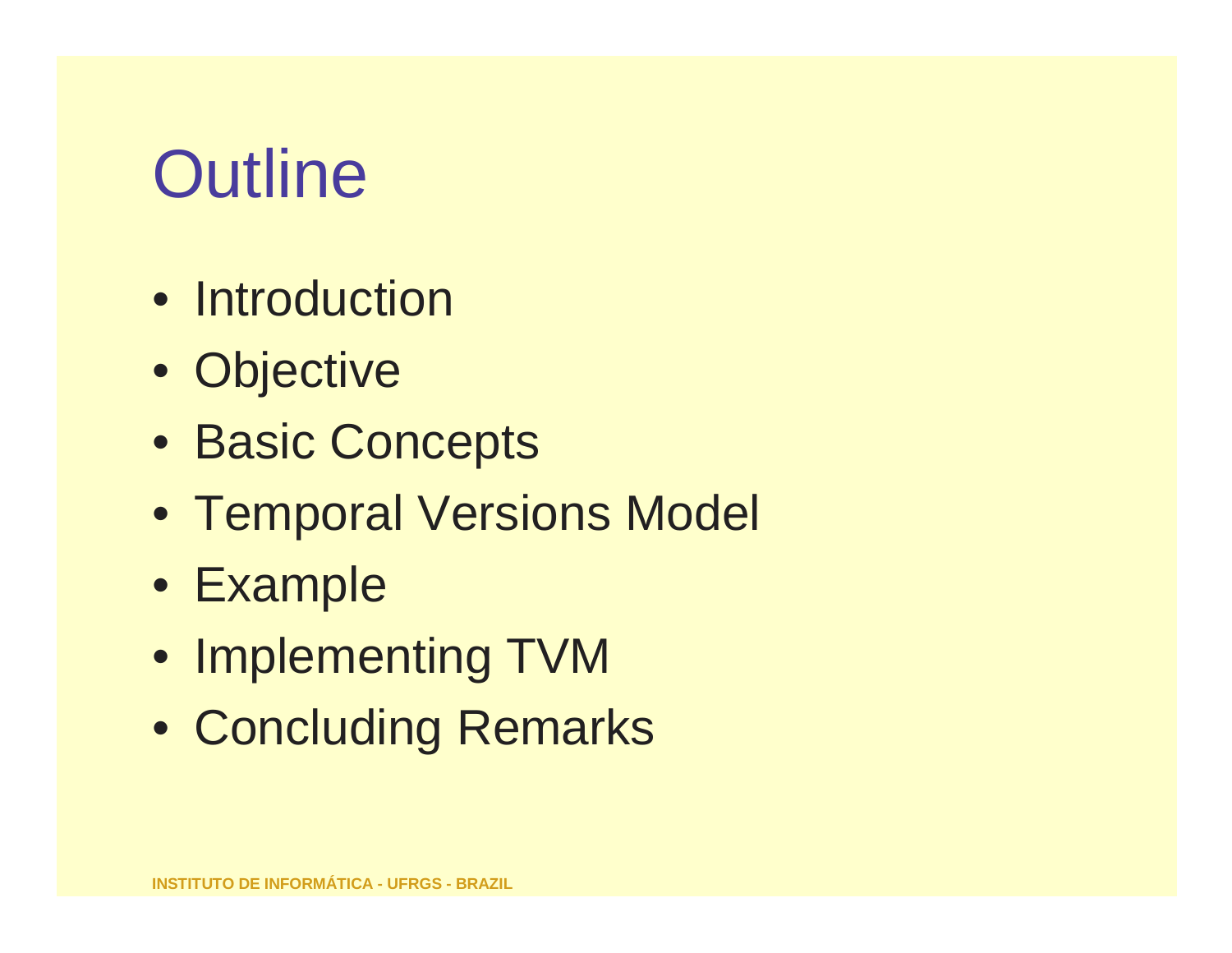# Outline

- Introduction
- Objective
- Basic Concepts
- Temporal Versions Model
- Example
- Implementing TVM
- Concluding Remarks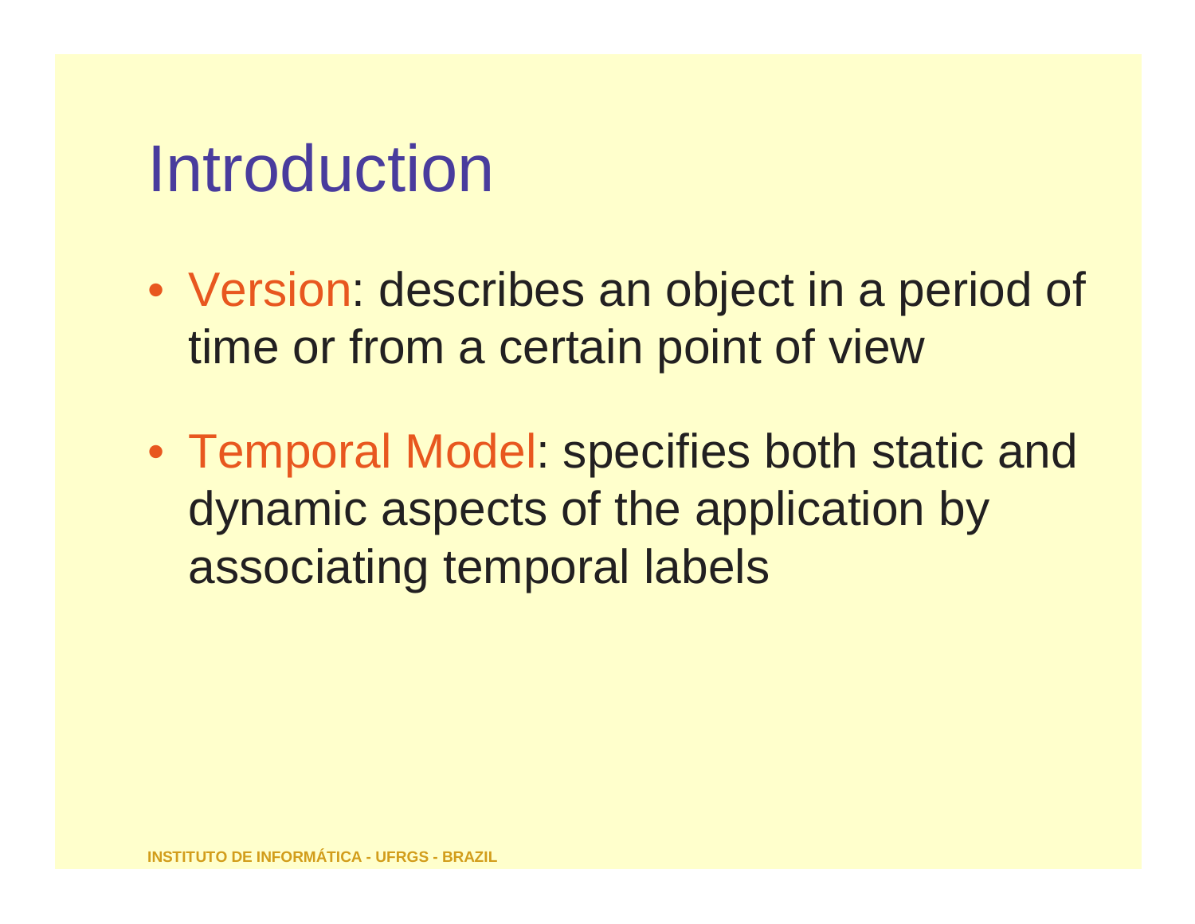# Introduction

- Version: describes an object in a period of time or from a certain point of view
- Temporal Model: specifies both static and dynamic aspects of the application by associating temporal labels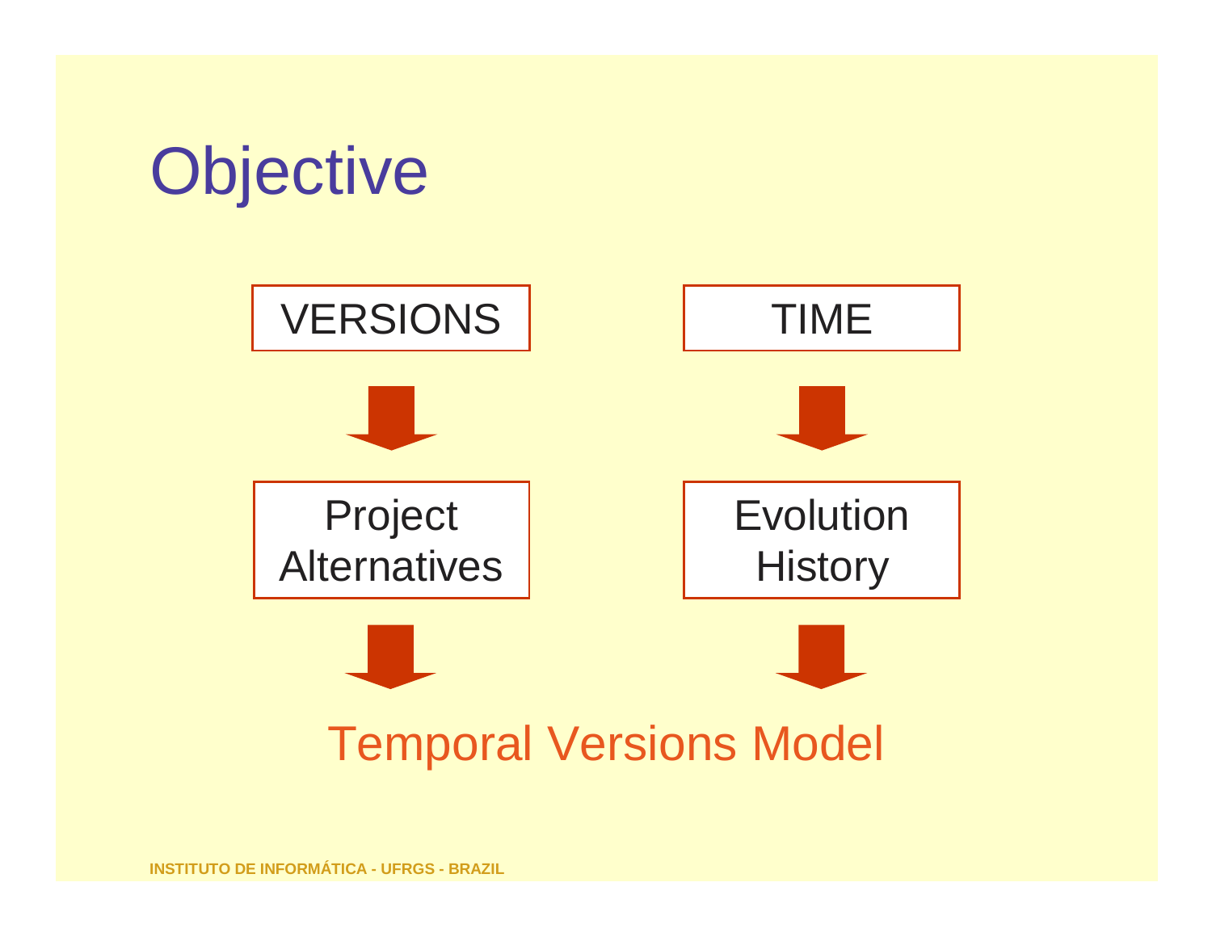# Objective

VERSIONS → Project Alternatives

TIME → Evolution History

Temporal Versions Model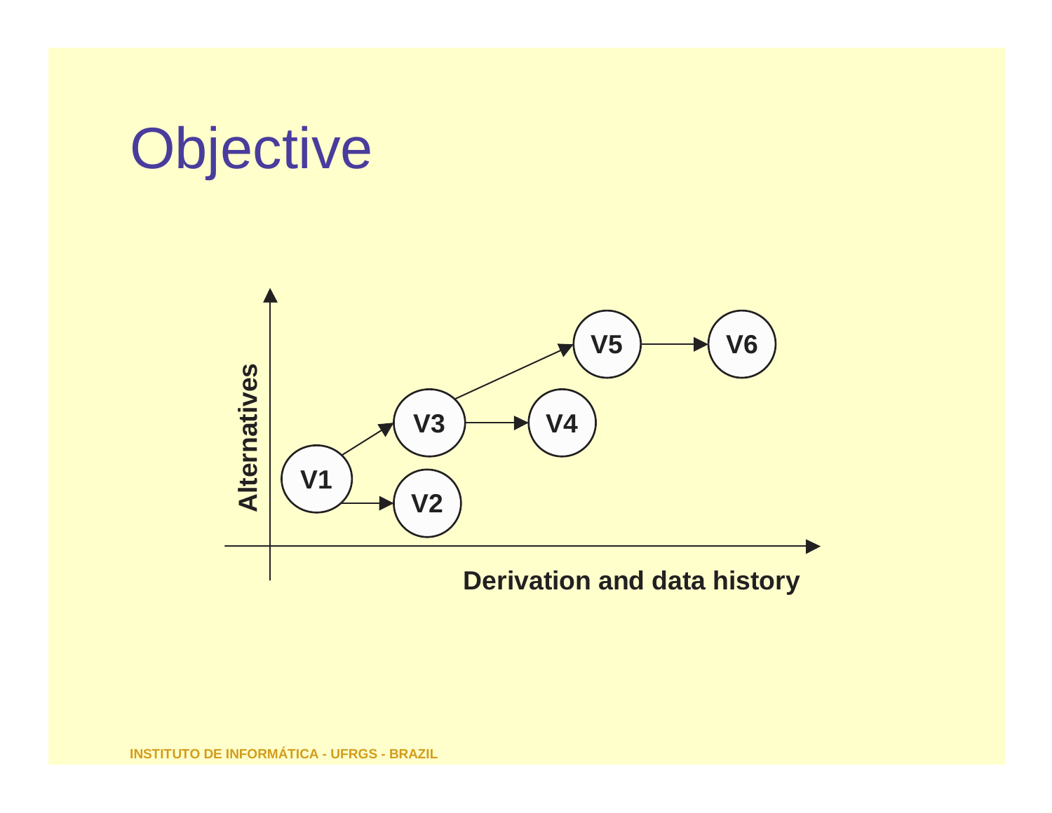# Objective

Alternatives

V1 → V2

V1 → V3

V3 → V4

V3 → V5

V5 → V6

Derivation and data history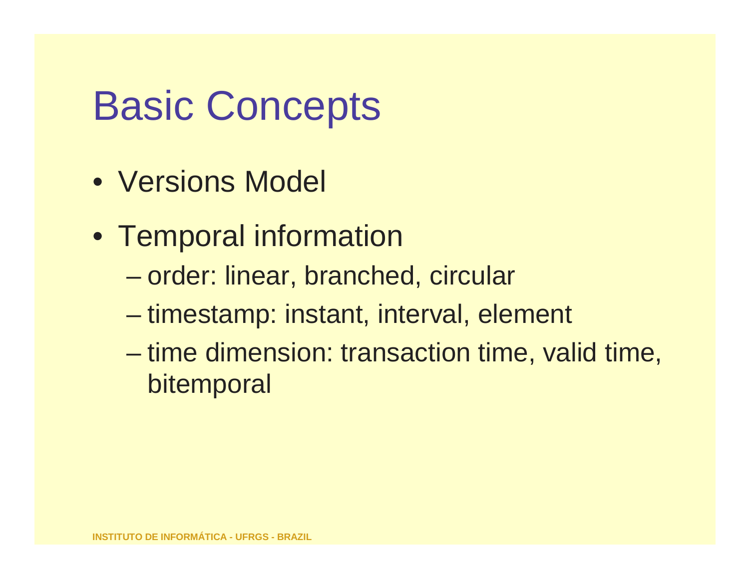# Basic Concepts

- Versions Model
- Temporal information
  - order: linear, branched, circular
  - timestamp: instant, interval, element
  - time dimension: transaction time, valid time, bitemporal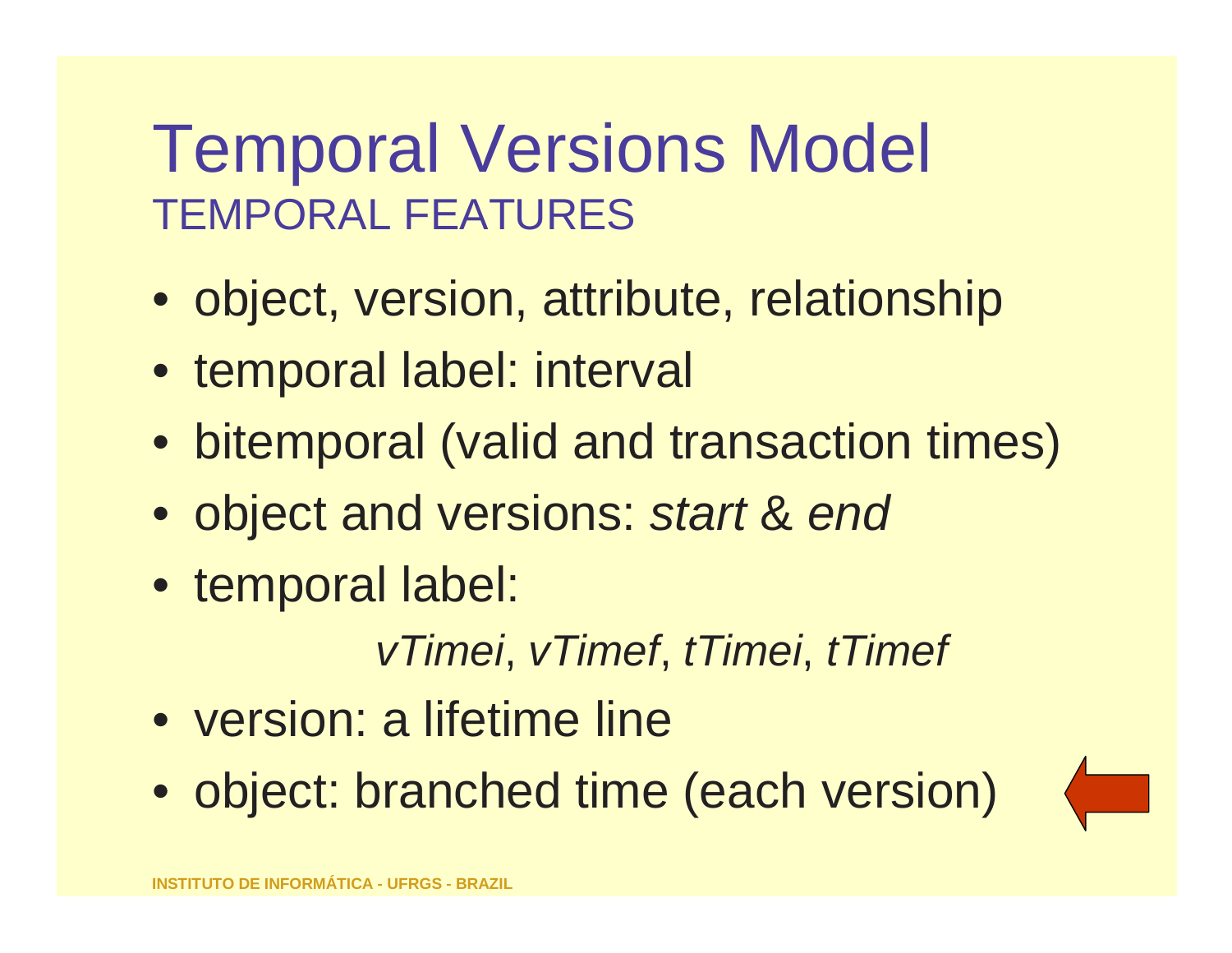# Temporal Versions Model

## TEMPORAL FEATURES

- object, version, attribute, relationship
- temporal label: interval
- bitemporal (valid and transaction times)
- object and versions: *start* & *end*
- temporal label:

  *vTimei*, *vTimef*, *tTimei*, *tTimef*
- version: a lifetime line
- object: branched time (each version)

INSTITUTO DE INFORMÁTICA - UFRGS - BRAZIL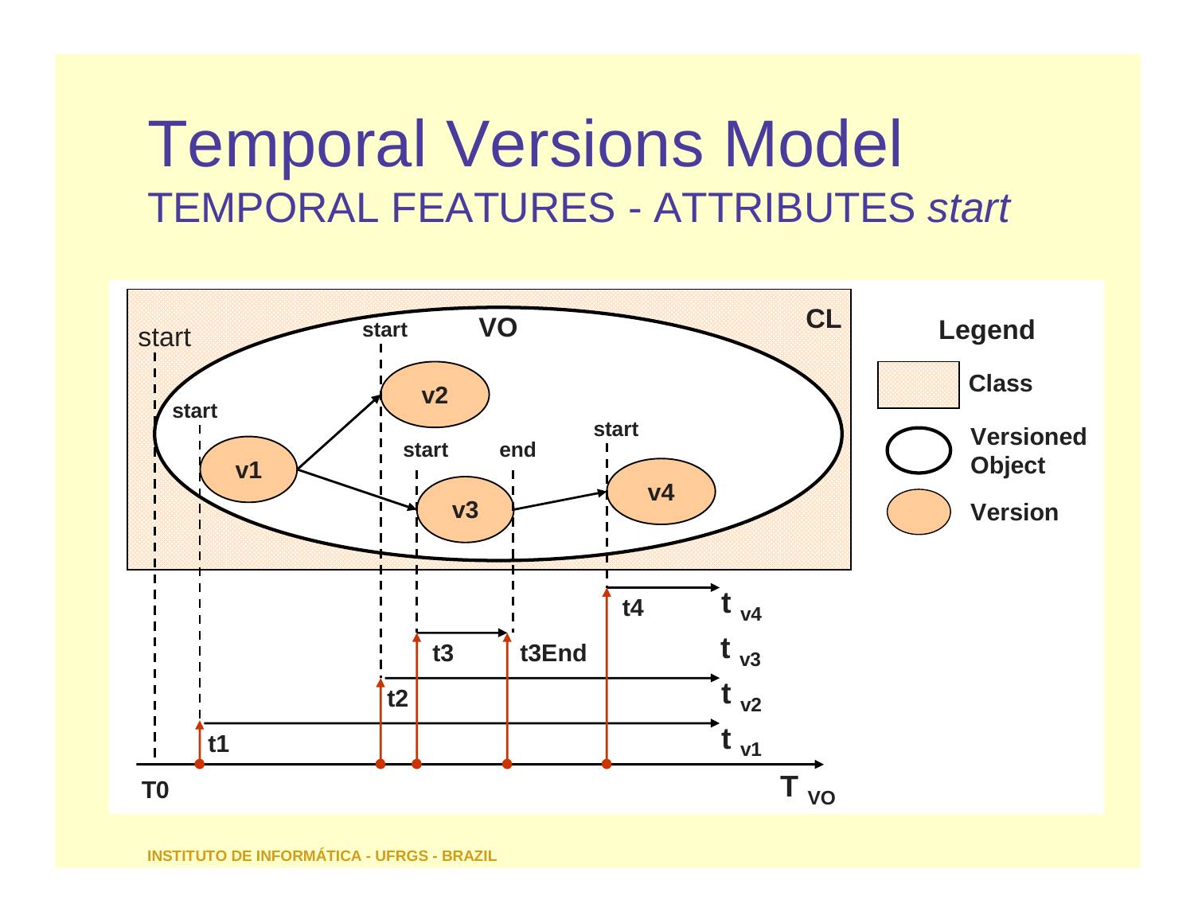# Temporal Versions Model

## TEMPORAL FEATURES - ATTRIBUTES *start*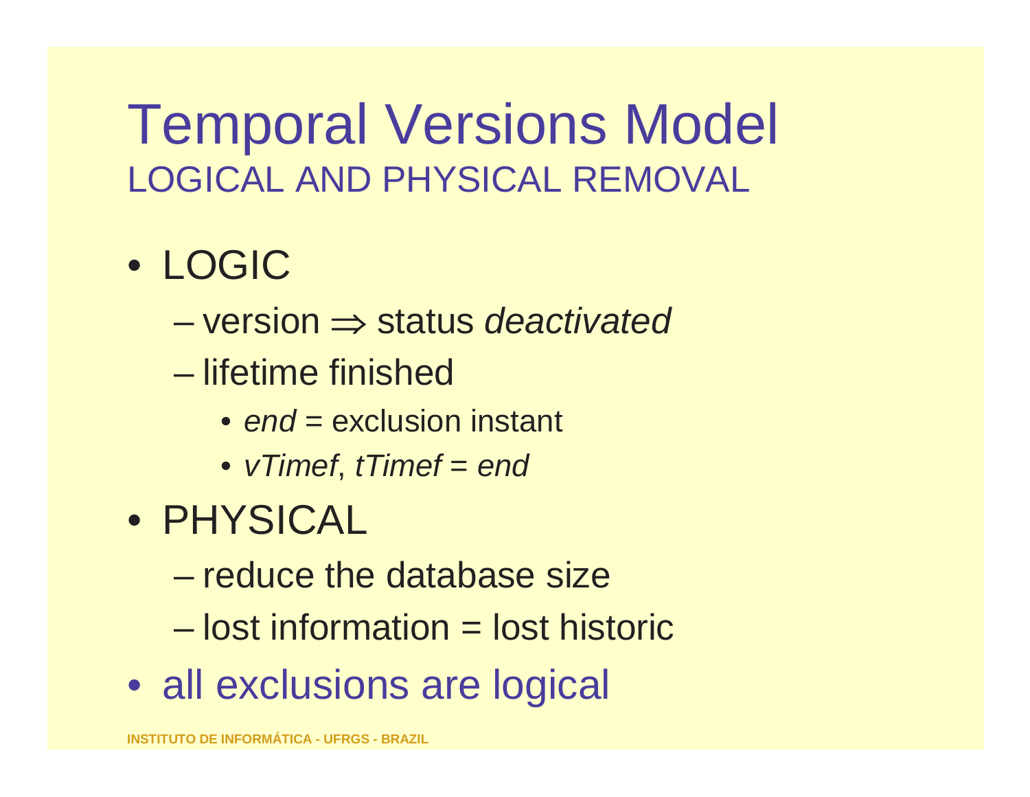# Temporal Versions Model

## LOGICAL AND PHYSICAL REMOVAL

- LOGIC
  - version $\Rightarrow$ status *deactivated*
  - lifetime finished
    - *end* = exclusion instant
    - *vTimef*, *tTimef* = *end*
- PHYSICAL
  - reduce the database size
  - lost information = lost historic
- all exclusions are logical

INSTITUTO DE INFORMÁTICA - UFRGS - BRAZIL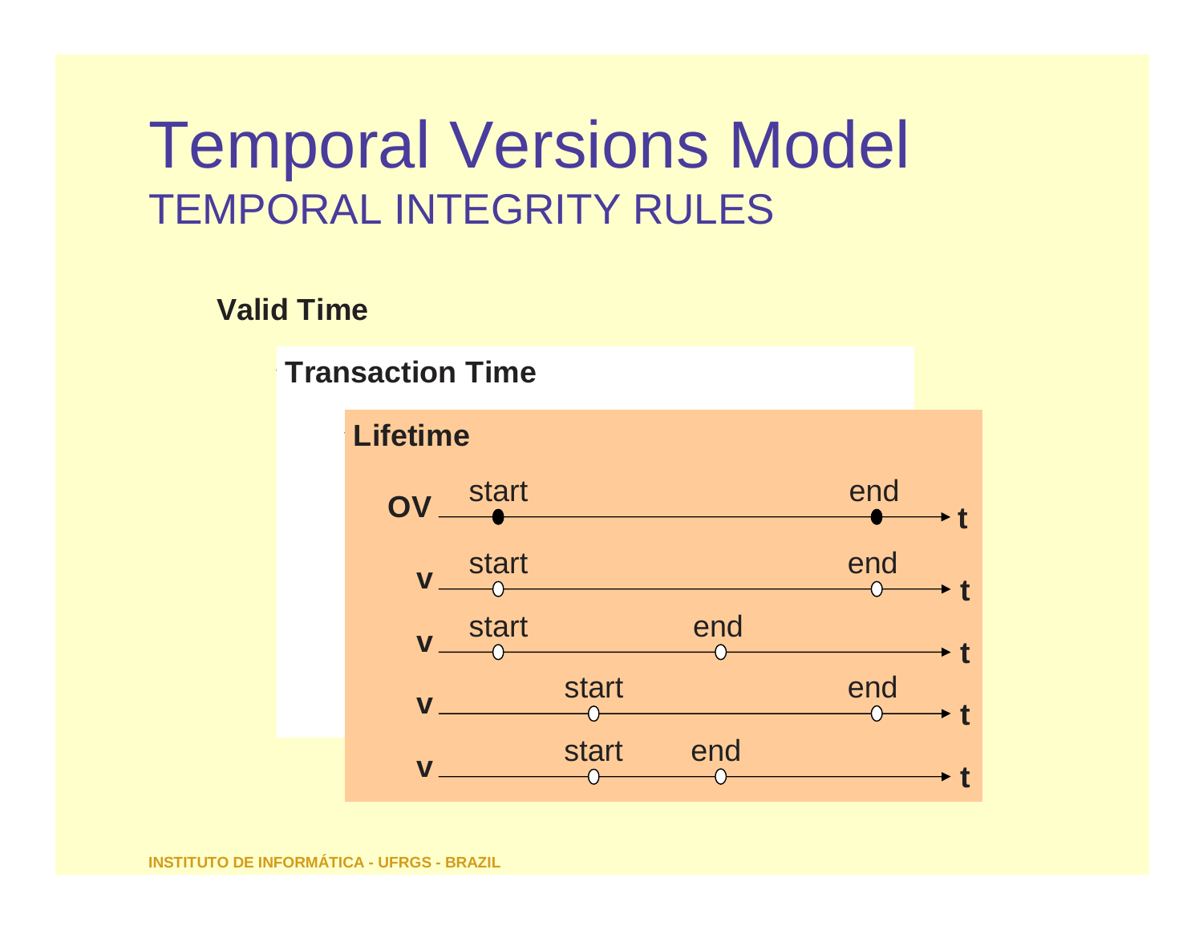# Temporal Versions Model

## TEMPORAL INTEGRITY RULES

**Valid Time**

**Transaction Time**

**Lifetime**

**OV** start end **t**

**v** start end **t**

**v** start end **t**

**v** start end **t**

**v** start end **t**

INSTITUTO DE INFORMÁTICA - UFRGS - BRAZIL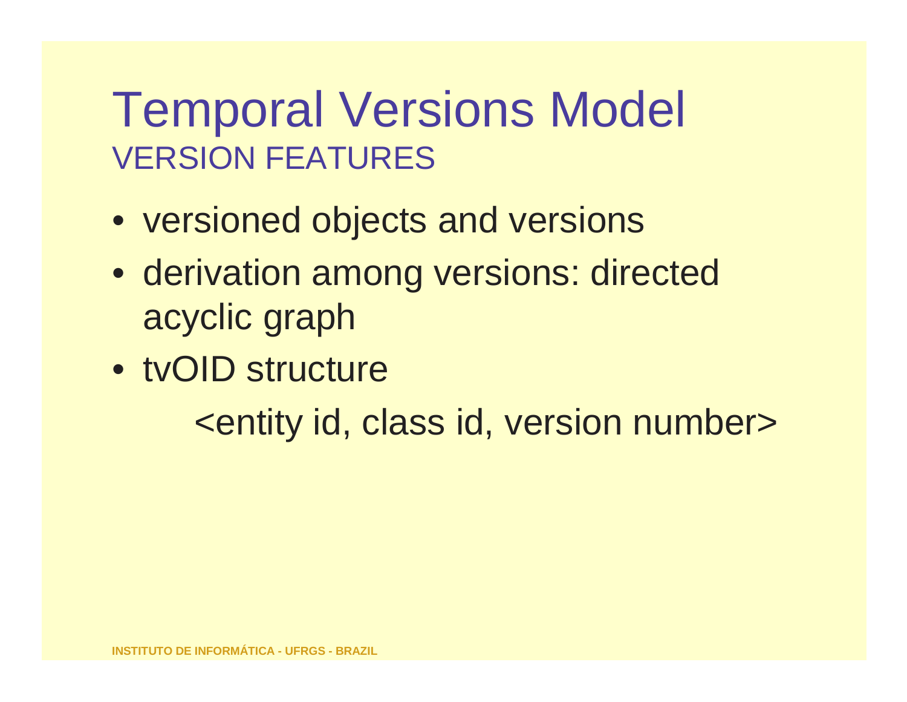# Temporal Versions Model

## VERSION FEATURES

- versioned objects and versions
- derivation among versions: directed acyclic graph
- tvOID structure

  <entity id, class id, version number>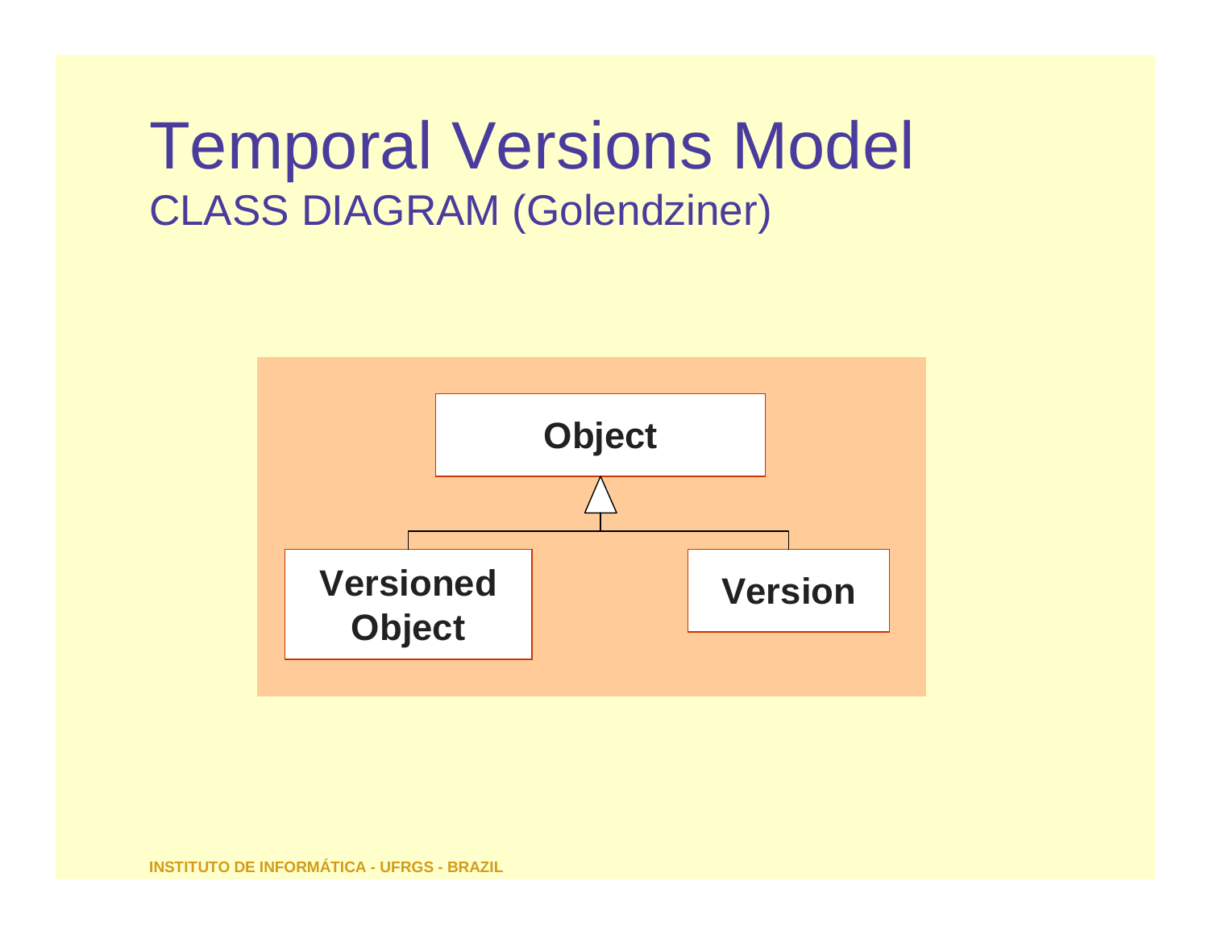# Temporal Versions Model

## CLASS DIAGRAM (Golendziner)

**Object**

**Versioned Object**

**Version**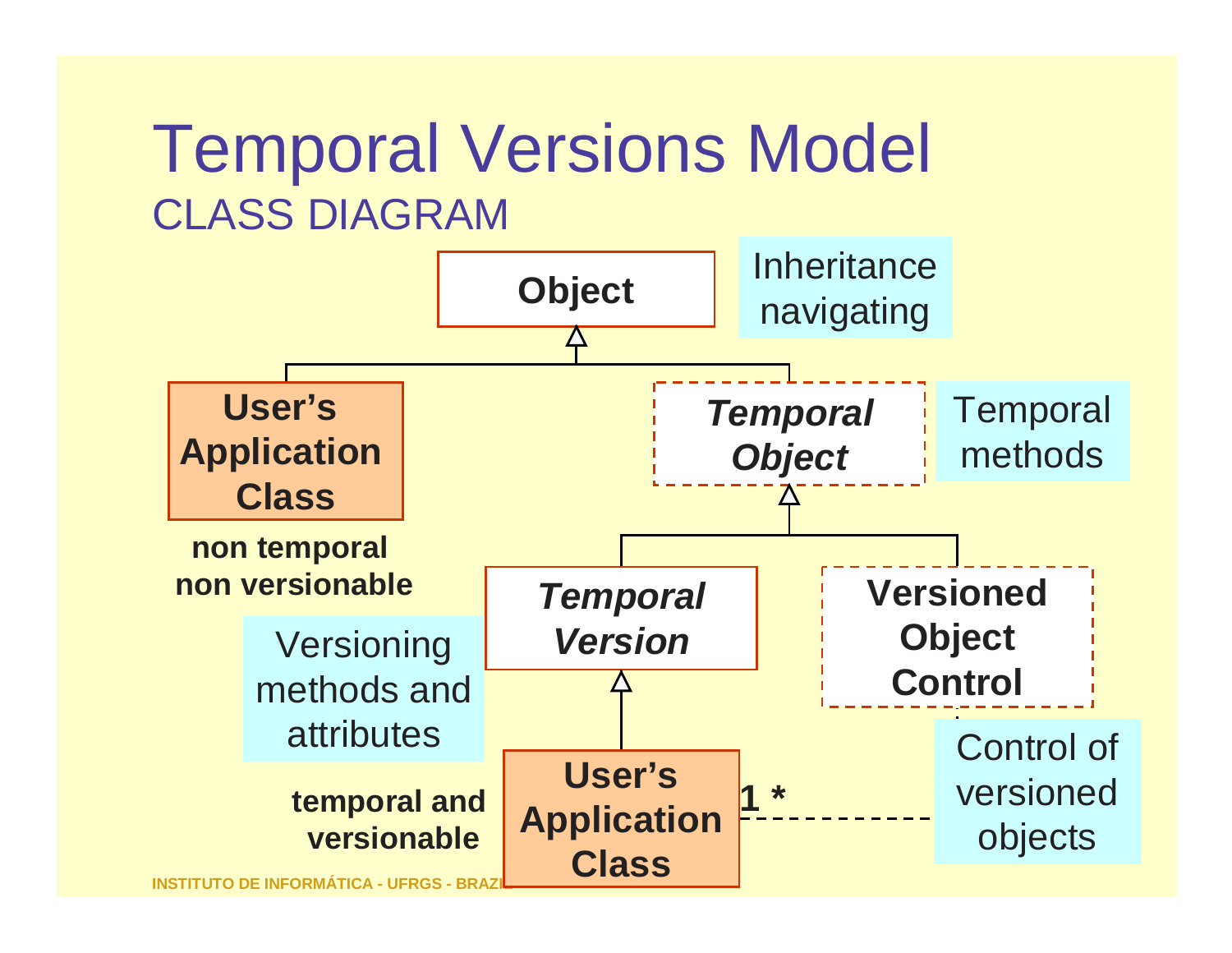# Temporal Versions Model

## CLASS DIAGRAM

**Object**

Inheritance navigating

**User's Application Class**

**non temporal non versionable**

***Temporal Object***

Temporal methods

***Temporal Version***

**Versioned Object Control**

Versioning methods and attributes

**User's Application Class**

**temporal and versionable**

**1 \***

Control of versioned objects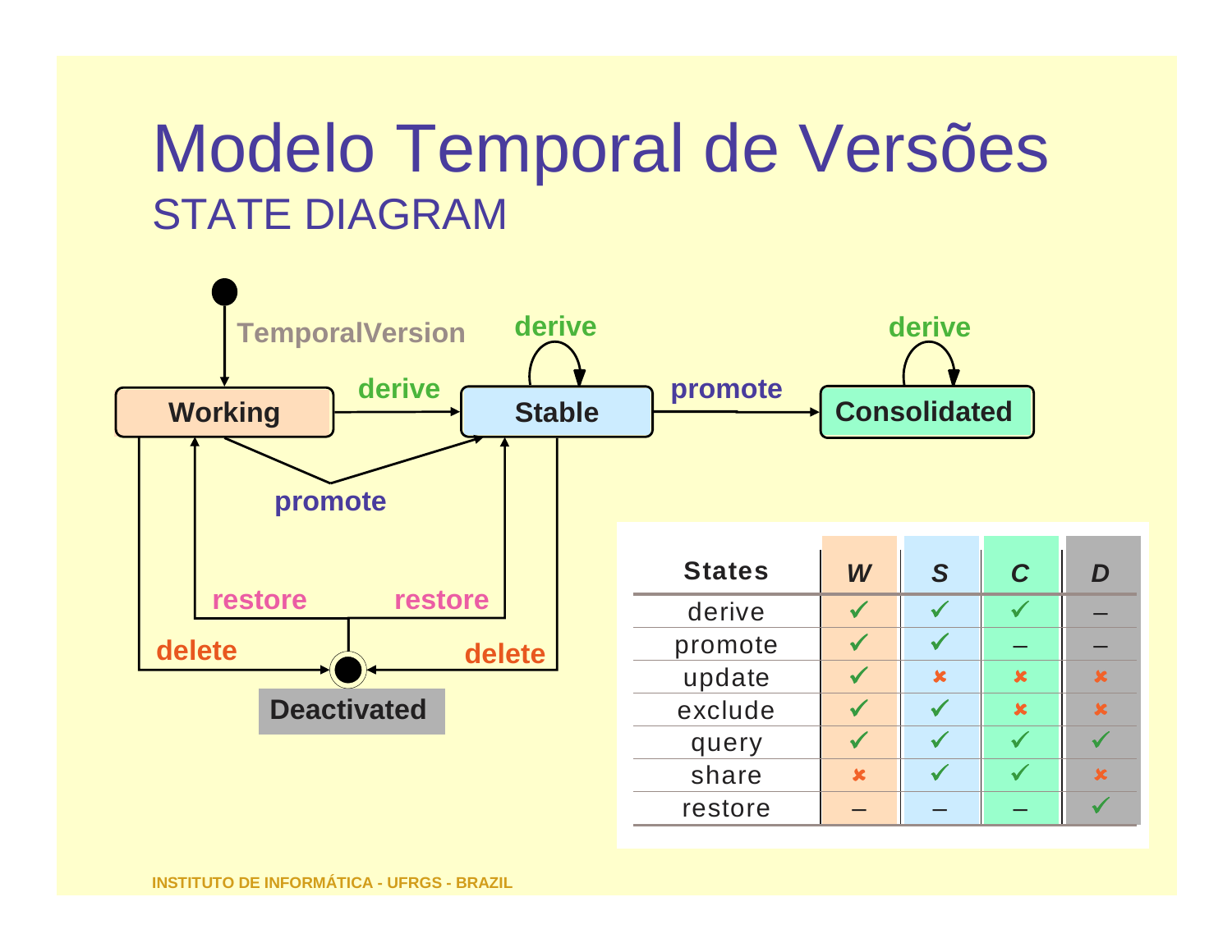# Modelo Temporal de Versões

## STATE DIAGRAM

TemporalVersion

Working — derive → Stable

Stable — promote → Consolidated

Working — promote → Stable

Stable — derive → Stable

Consolidated — derive → Consolidated

Working — delete → Deactivated

Stable — delete → Deactivated

Deactivated — restore → Working

Deactivated — restore → Stable

| States | W | S | C | D |
|---|---|---|---|---|
| derive | ✓ | ✓ | ✓ | – |
| promote | ✓ | ✓ | – | – |
| update | ✓ | ✗ | ✗ | ✗ |
| exclude | ✓ | ✓ | ✗ | ✗ |
| query | ✓ | ✓ | ✓ | ✓ |
| share | ✗ | ✓ | ✓ | ✗ |
| restore | – | – | – | ✓ |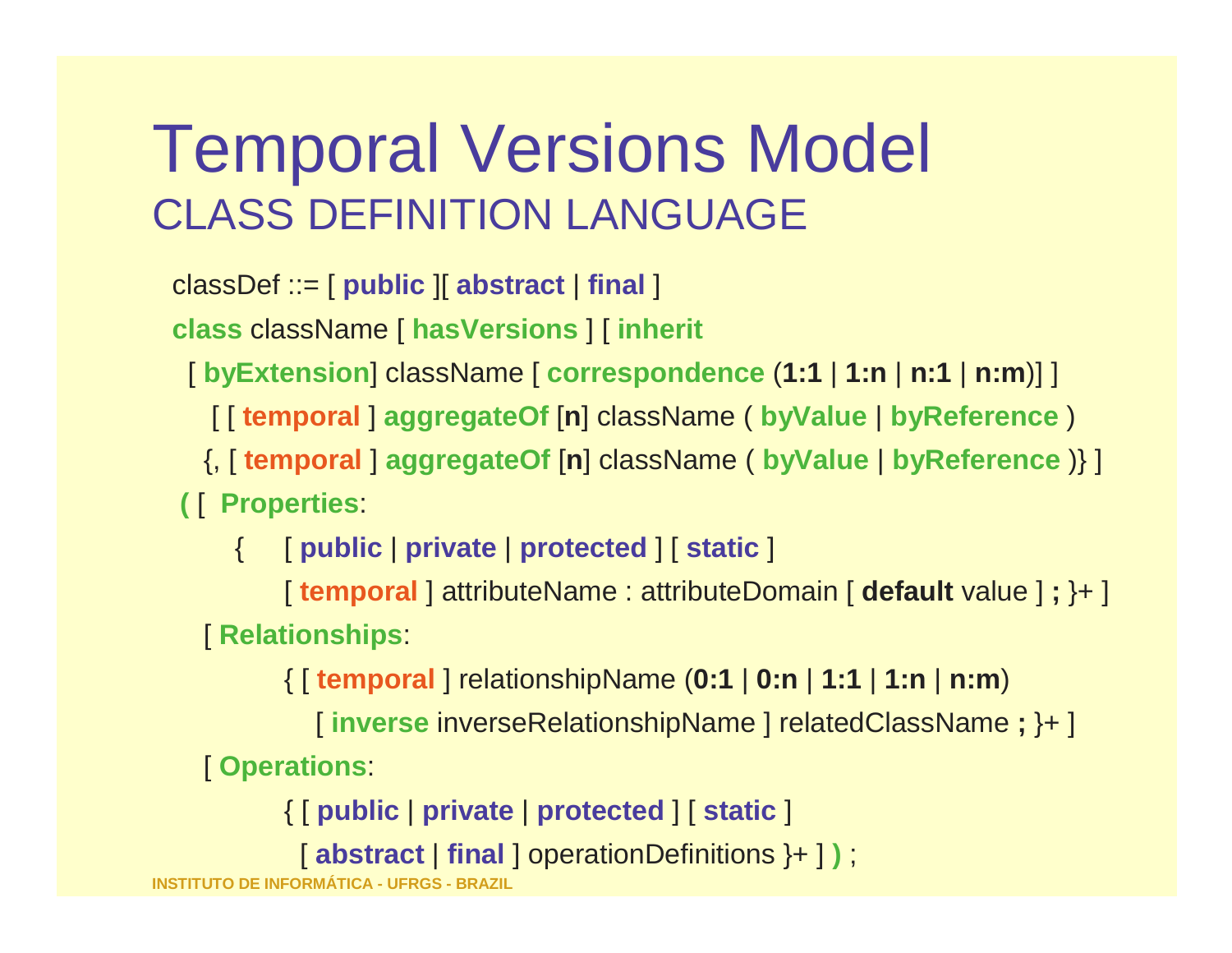# Temporal Versions Model

## CLASS DEFINITION LANGUAGE

```
classDef ::= [ public ][ abstract | final ]
class className [ hasVersions ] [ inherit
  [ byExtension] className [ correspondence (1:1 | 1:n | n:1 | n:m)] ]
    [ [ temporal ] aggregateOf [n] className ( byValue | byReference )
    {, [ temporal ] aggregateOf [n] className ( byValue | byReference )} ]
 ( [  Properties:
      {    [ public | private | protected ] [ static ]
           [ temporal ] attributeName : attributeDomain [ default value ] ; }+ ]
   [ Relationships:
           { [ temporal ] relationshipName (0:1 | 0:n | 1:1 | 1:n | n:m)
              [ inverse inverseRelationshipName ] relatedClassName ; }+ ]
   [ Operations:
           { [ public | private | protected ] [ static ]
             [ abstract | final ] operationDefinitions }+ ] ) ;
```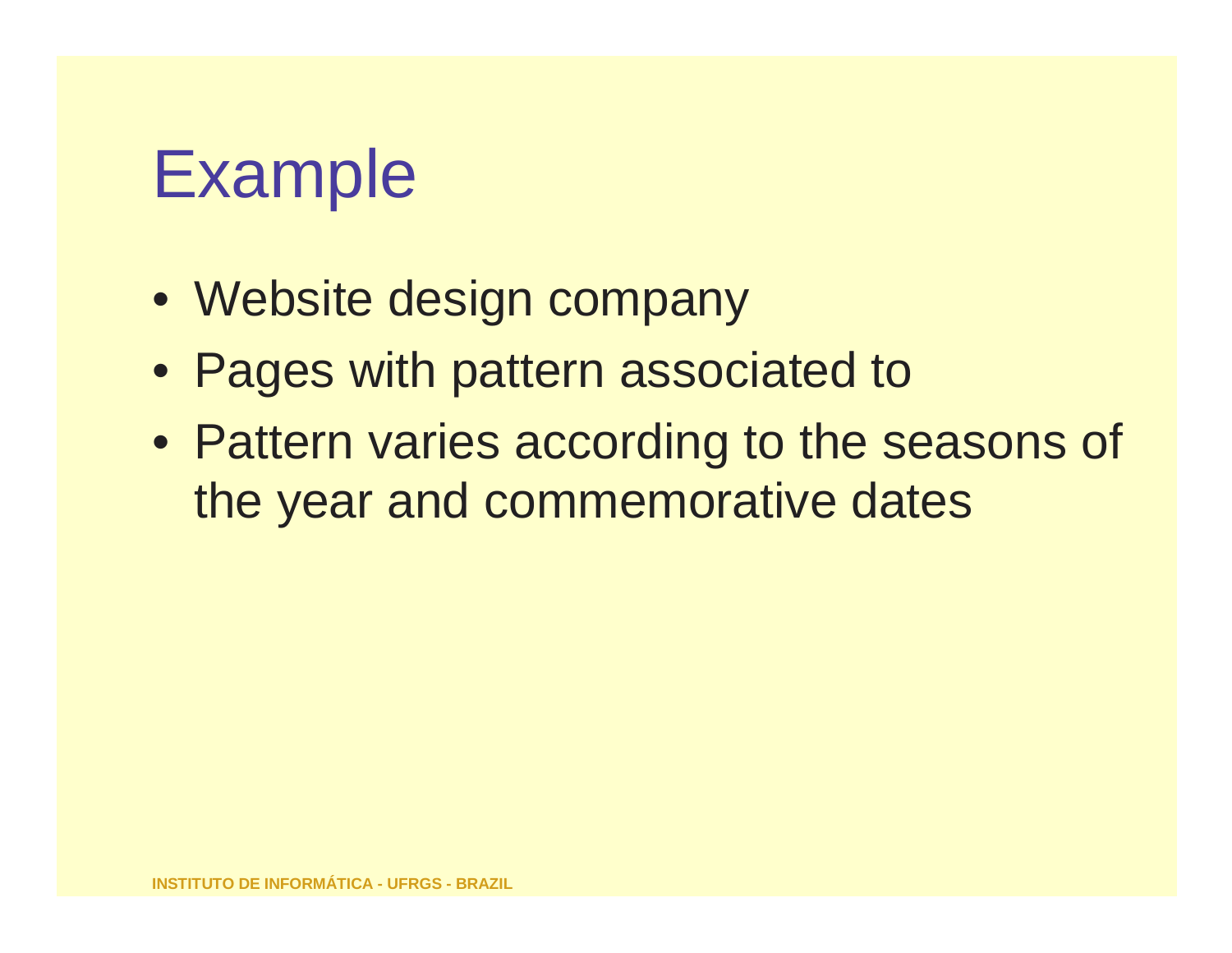# Example

- Website design company
- Pages with pattern associated to
- Pattern varies according to the seasons of the year and commemorative dates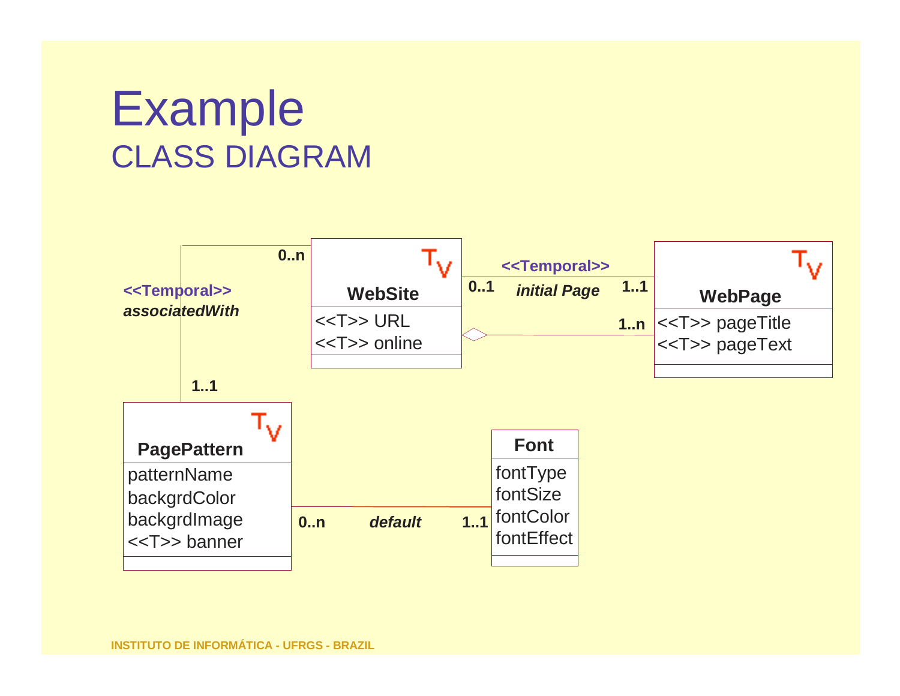# Example

## CLASS DIAGRAM

**WebSite** (T V)
- <<T>> URL
- <<T>> online

**WebPage** (T V)
- <<T>> pageTitle
- <<T>> pageText

**PagePattern** (T V)
- patternName
- backgrdColor
- backgrdImage
- <<T>> banner

**Font**
- fontType
- fontSize
- fontColor
- fontEffect

Associations:

- **<<Temporal>>** ***initial Page***: WebSite 0..1 — WebPage 1..1
- WebSite ◇— WebPage 1..n
- **<<Temporal>>** ***associatedWith***: WebSite 0..n — PagePattern 1..1
- ***default***: PagePattern 0..n — Font 1..1

INSTITUTO DE INFORMÁTICA - UFRGS - BRAZIL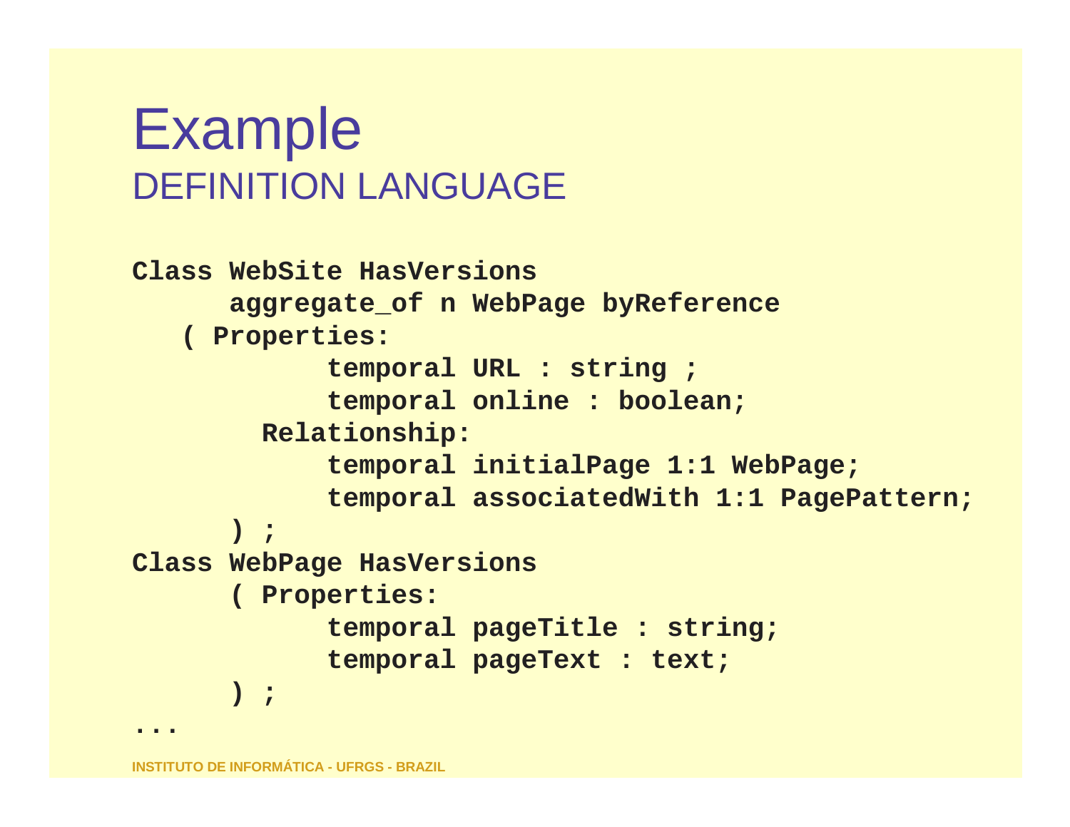# Example
## DEFINITION LANGUAGE

```
Class WebSite HasVersions
      aggregate_of n WebPage byReference
   ( Properties:
            temporal URL : string ;
            temporal online : boolean;
        Relationship:
            temporal initialPage 1:1 WebPage;
            temporal associatedWith 1:1 PagePattern;
      ) ;
Class WebPage HasVersions
      ( Properties:
            temporal pageTitle : string;
            temporal pageText : text;
      ) ;
...
```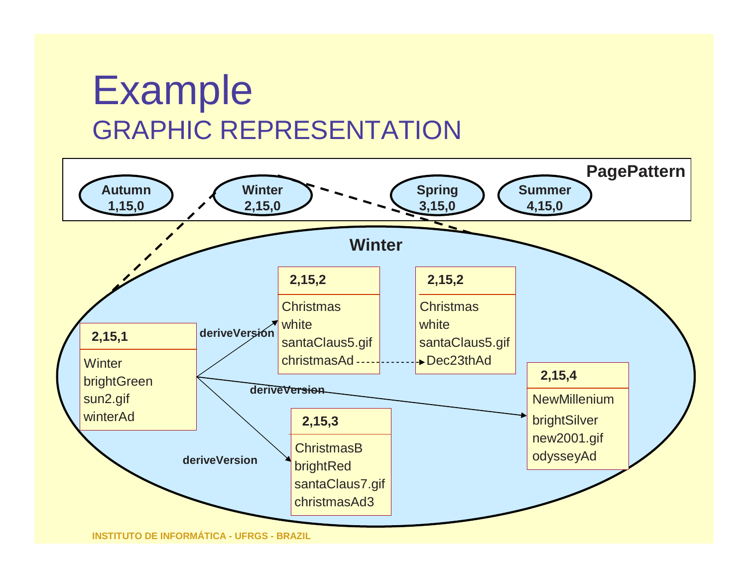# Example

## GRAPHIC REPRESENTATION

**PagePattern**

- **Autumn** 1,15,0
- **Winter** 2,15,0
- **Spring** 3,15,0
- **Summer** 4,15,0

**Winter**

**2,15,1**
Winter
brightGreen
sun2.gif
winterAd

**2,15,2**
Christmas
white
santaClaus5.gif
christmasAd

**2,15,2**
Christmas
white
santaClaus5.gif
Dec23thAd

**2,15,3**
ChristmasB
brightRed
santaClaus7.gif
christmasAd3

**2,15,4**
NewMillenium
brightSilver
new2001.gif
odysseyAd

deriveVersion

deriveVersion

deriveVersion

INSTITUTO DE INFORMÁTICA - UFRGS - BRAZIL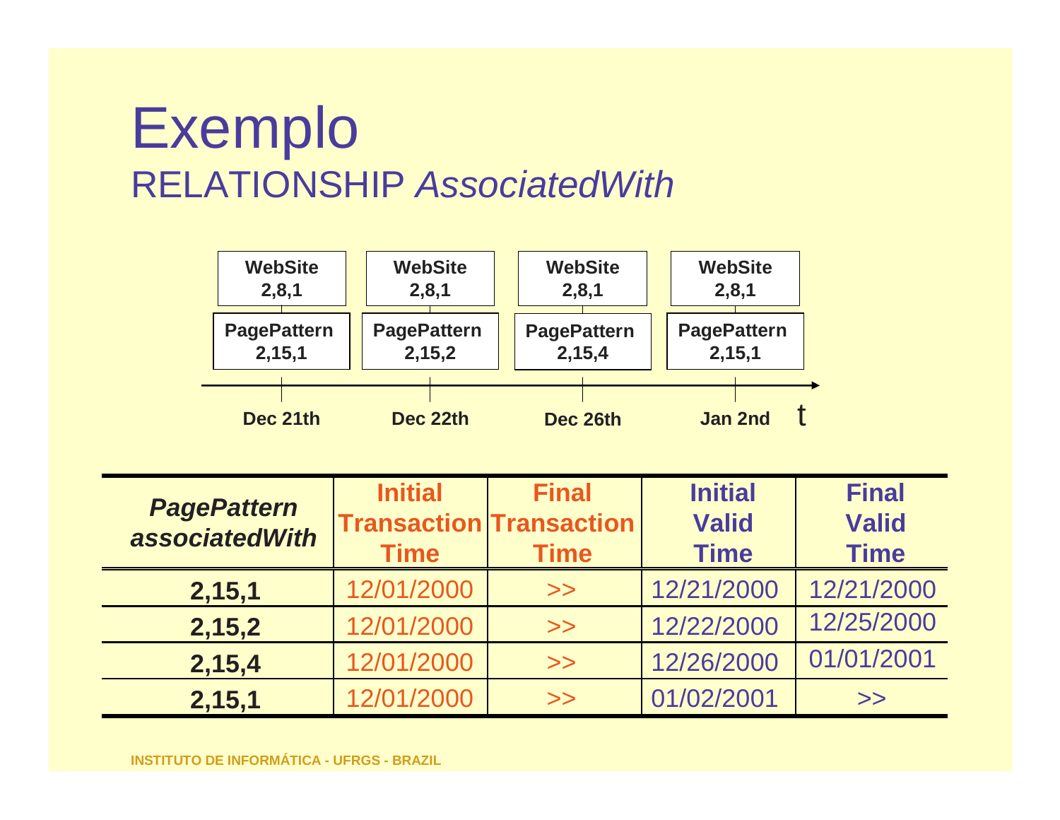# Exemplo

## RELATIONSHIP *AssociatedWith*

| WebSite 2,8,1 | WebSite 2,8,1 | WebSite 2,8,1 | WebSite 2,8,1 |
|---|---|---|---|
| PagePattern 2,15,1 | PagePattern 2,15,2 | PagePattern 2,15,4 | PagePattern 2,15,1 |
| Dec 21th | Dec 22th | Dec 26th | Jan 2nd |

t

| *PagePattern associatedWith* | Initial Transaction Time | Final Transaction Time | Initial Valid Time | Final Valid Time |
|---|---|---|---|---|
| 2,15,1 | 12/01/2000 | >> | 12/21/2000 | 12/21/2000 |
| 2,15,2 | 12/01/2000 | >> | 12/22/2000 | 12/25/2000 |
| 2,15,4 | 12/01/2000 | >> | 12/26/2000 | 01/01/2001 |
| 2,15,1 | 12/01/2000 | >> | 01/02/2001 | >> |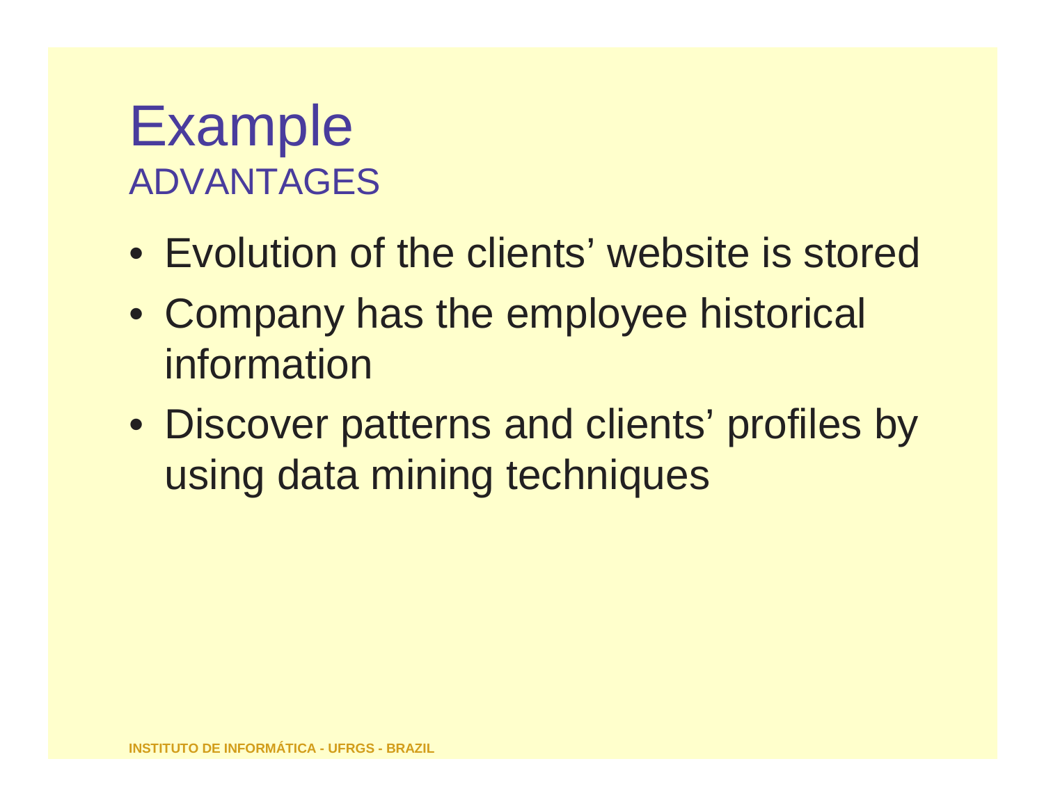# Example

## ADVANTAGES

- Evolution of the clients' website is stored
- Company has the employee historical information
- Discover patterns and clients' profiles by using data mining techniques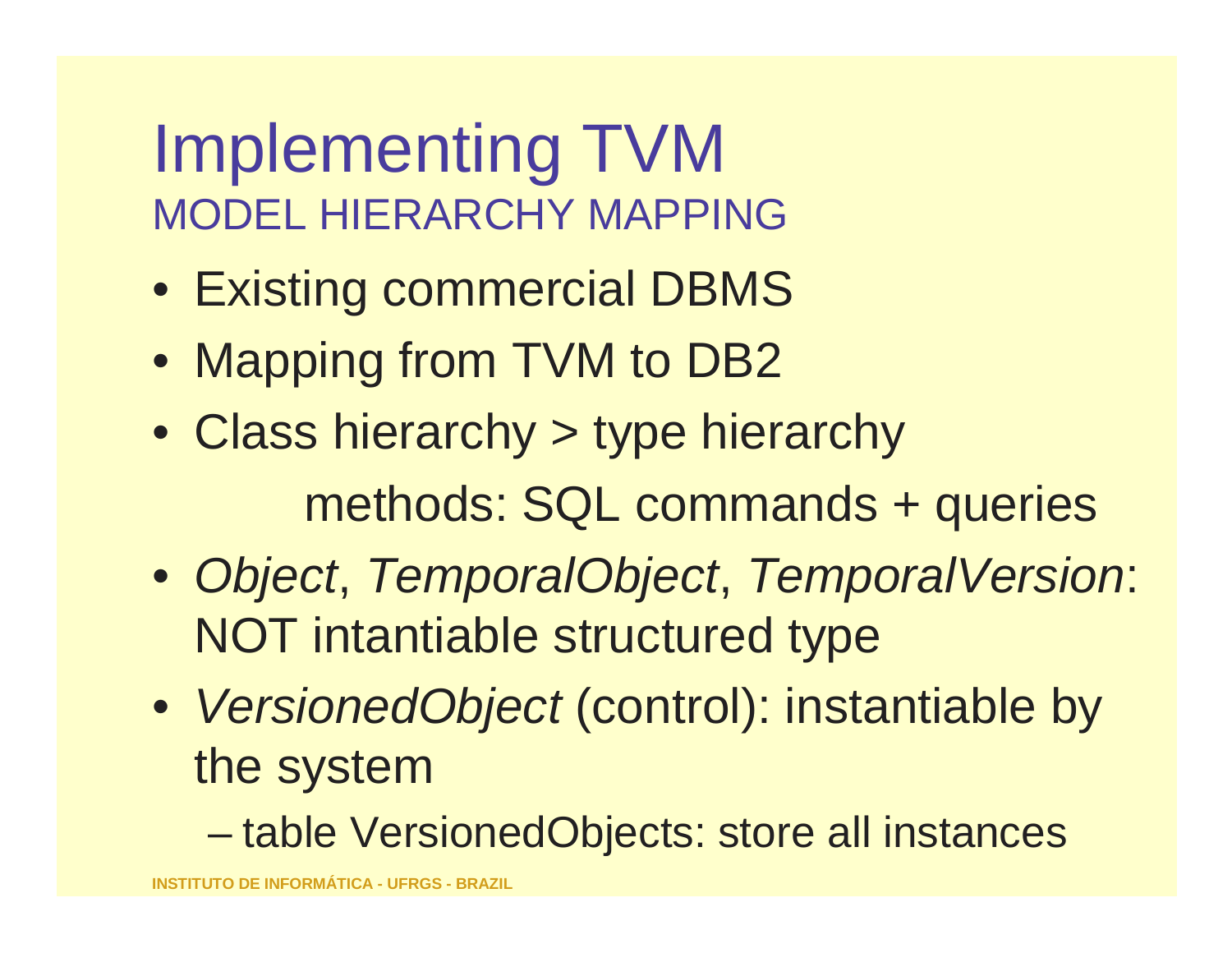# Implementing TVM

## MODEL HIERARCHY MAPPING

- Existing commercial DBMS
- Mapping from TVM to DB2
- Class hierarchy > type hierarchy

  methods: SQL commands + queries
- *Object*, *TemporalObject*, *TemporalVersion*: NOT intantiable structured type
- *VersionedObject* (control): instantiable by the system
  - table VersionedObjects: store all instances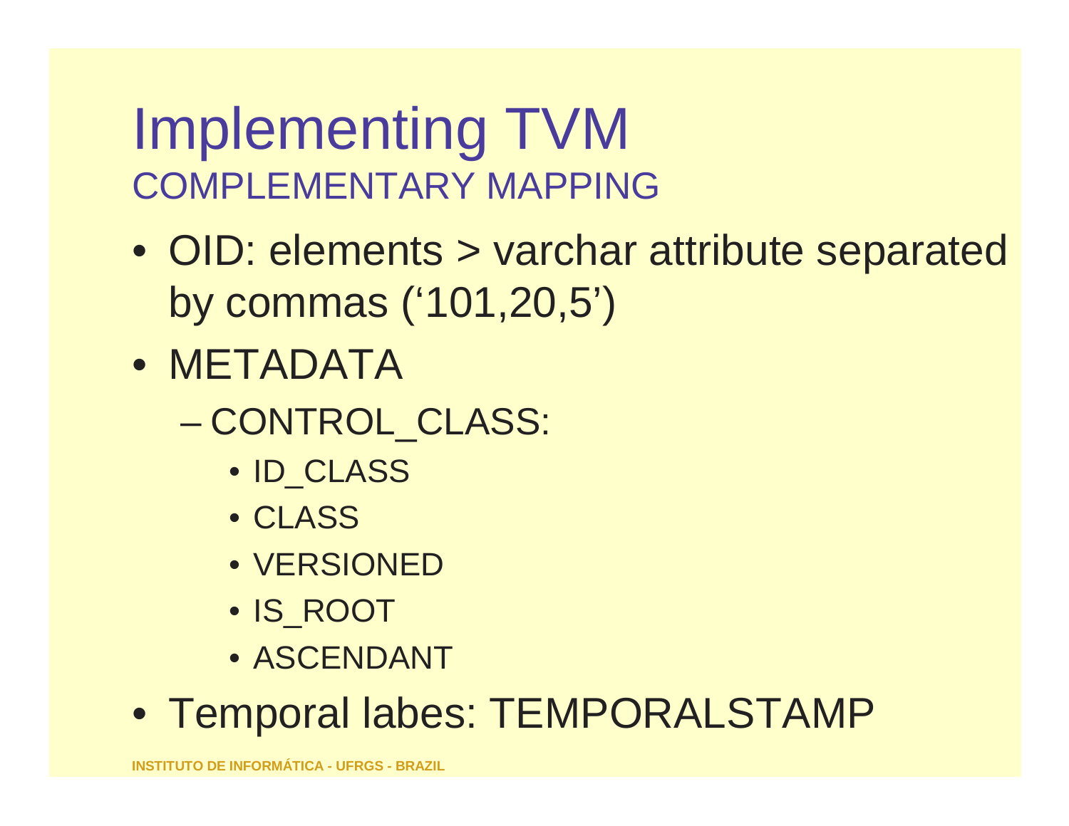# Implementing TVM

## COMPLEMENTARY MAPPING

- OID: elements > varchar attribute separated by commas ('101,20,5')
- METADATA
  - CONTROL_CLASS:
    - ID_CLASS
    - CLASS
    - VERSIONED
    - IS_ROOT
    - ASCENDANT
- Temporal labes: TEMPORALSTAMP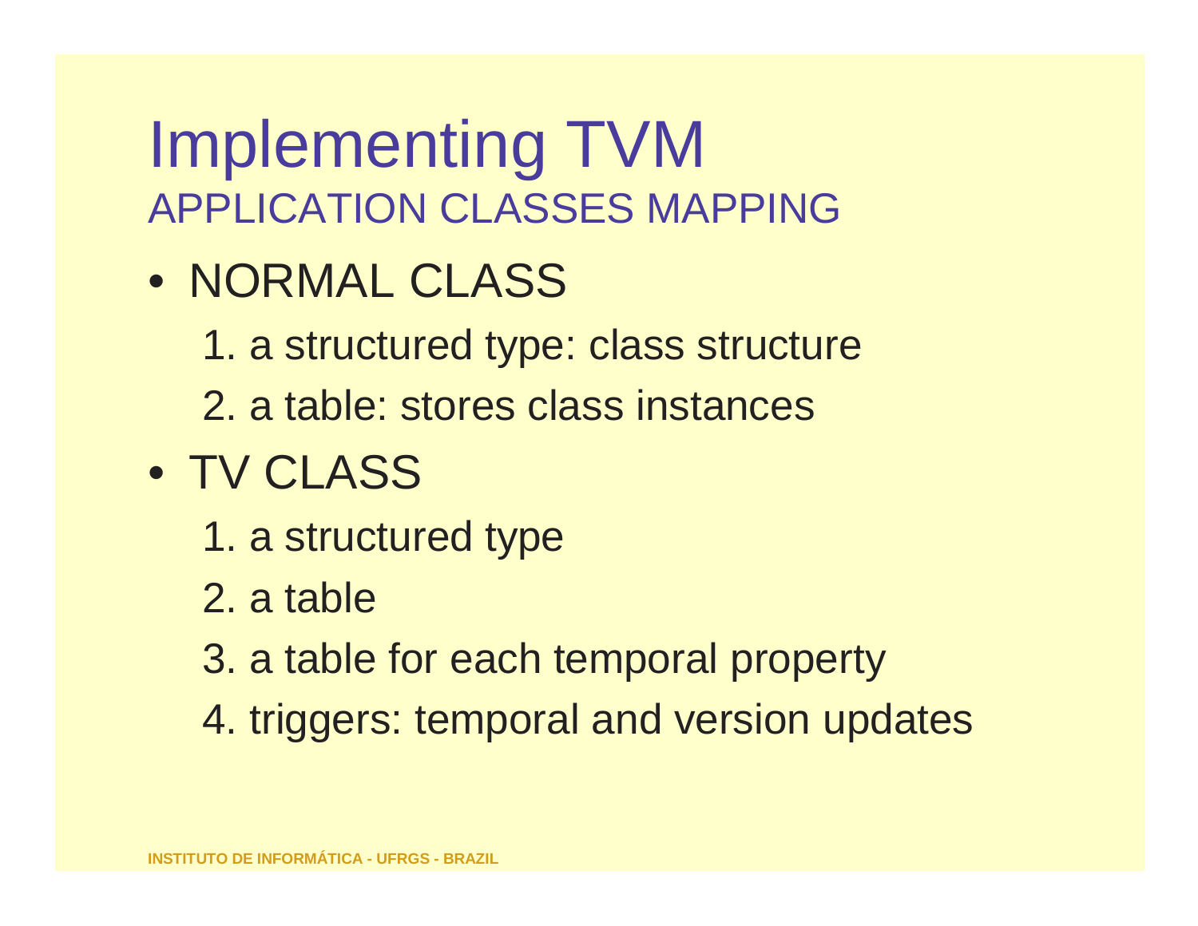# Implementing TVM

## APPLICATION CLASSES MAPPING

- NORMAL CLASS
  1. a structured type: class structure
  2. a table: stores class instances
- TV CLASS
  1. a structured type
  2. a table
  3. a table for each temporal property
  4. triggers: temporal and version updates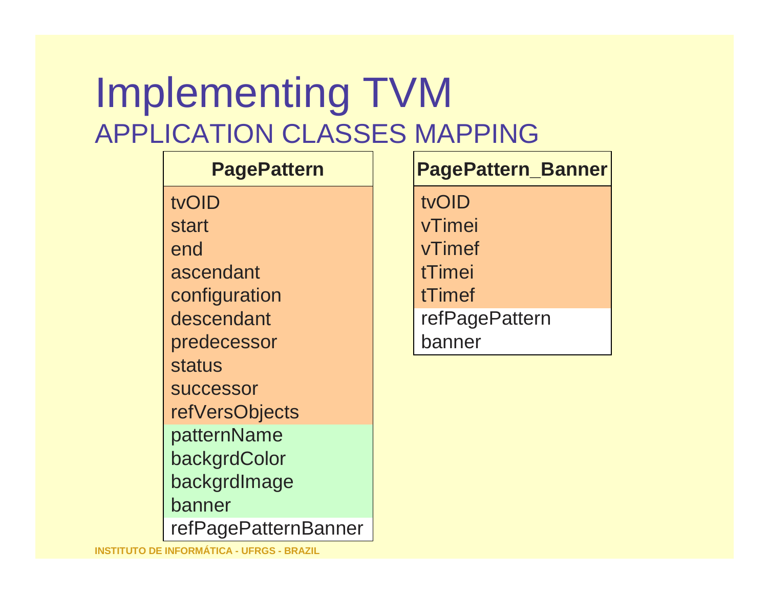# Implementing TVM

## APPLICATION CLASSES MAPPING

| PagePattern |
|---|
| tvOID |
| start |
| end |
| ascendant |
| configuration |
| descendant |
| predecessor |
| status |
| successor |
| refVersObjects |
| patternName |
| backgrdColor |
| backgrdImage |
| banner |
| refPagePatternBanner |

| PagePattern_Banner |
|---|
| tvOID |
| vTimei |
| vTimef |
| tTimei |
| tTimef |
| refPagePattern |
| banner |

INSTITUTO DE INFORMÁTICA - UFRGS - BRAZIL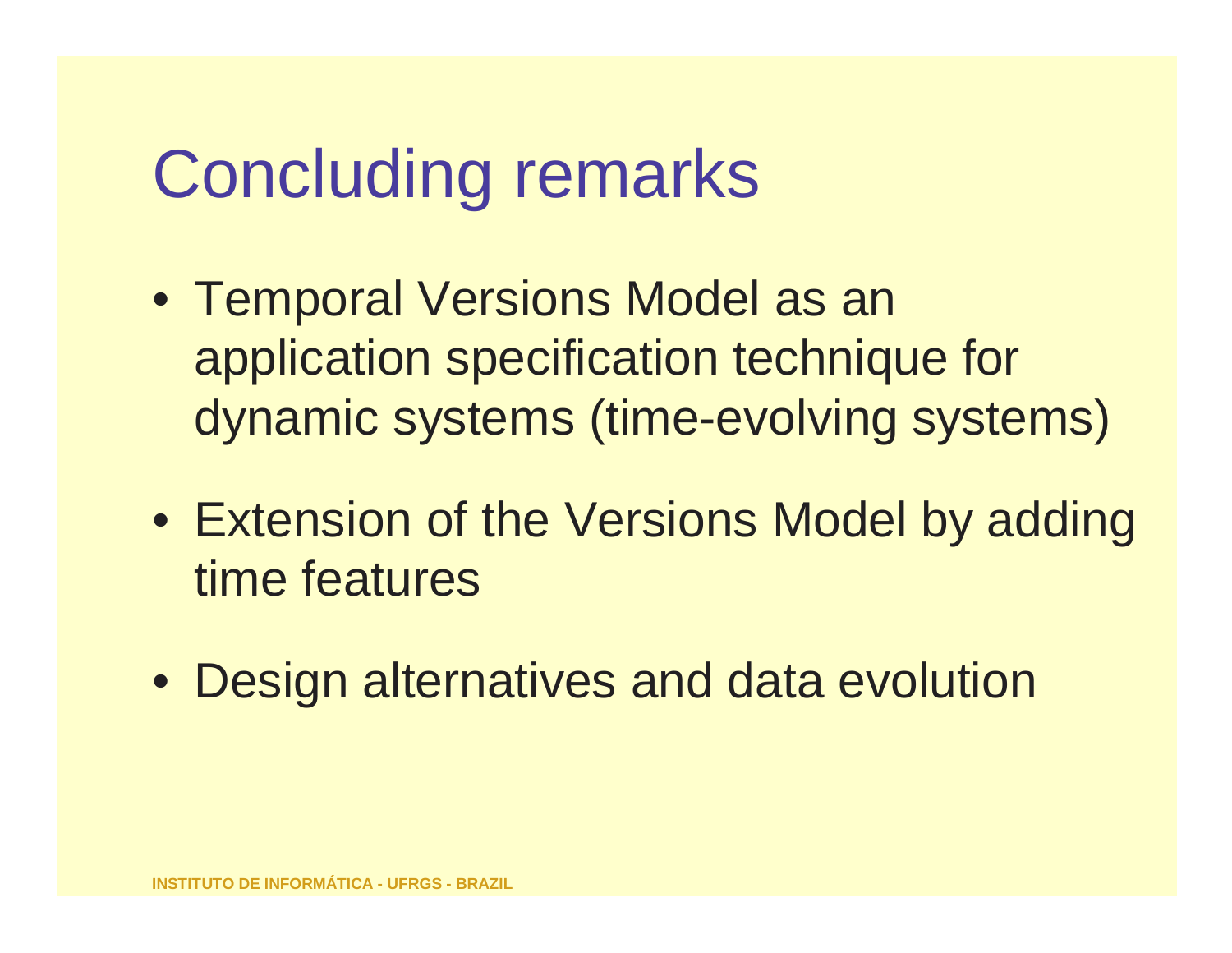# Concluding remarks

- Temporal Versions Model as an application specification technique for dynamic systems (time-evolving systems)
- Extension of the Versions Model by adding time features
- Design alternatives and data evolution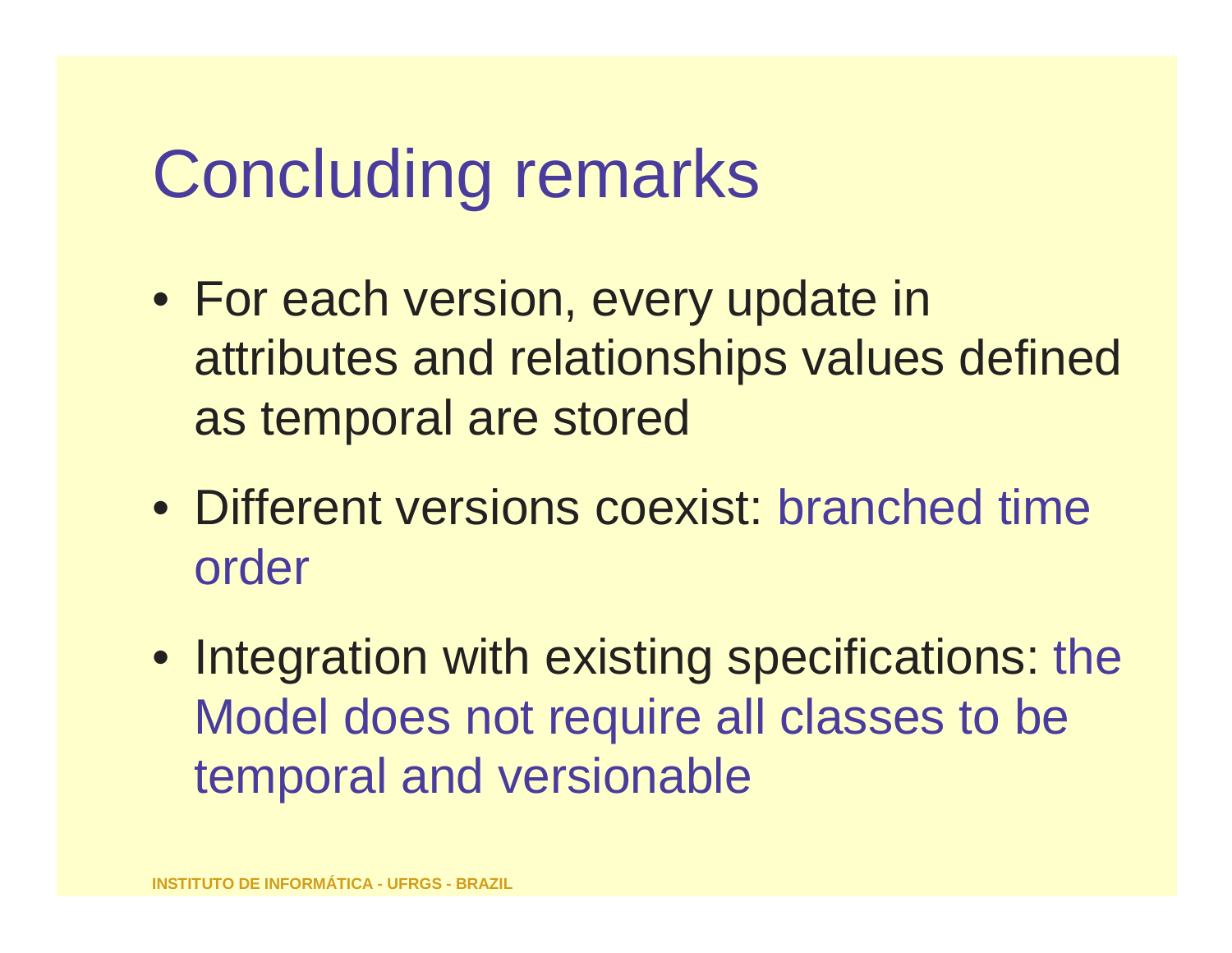# Concluding remarks

- For each version, every update in attributes and relationships values defined as temporal are stored
- Different versions coexist: branched time order
- Integration with existing specifications: the Model does not require all classes to be temporal and versionable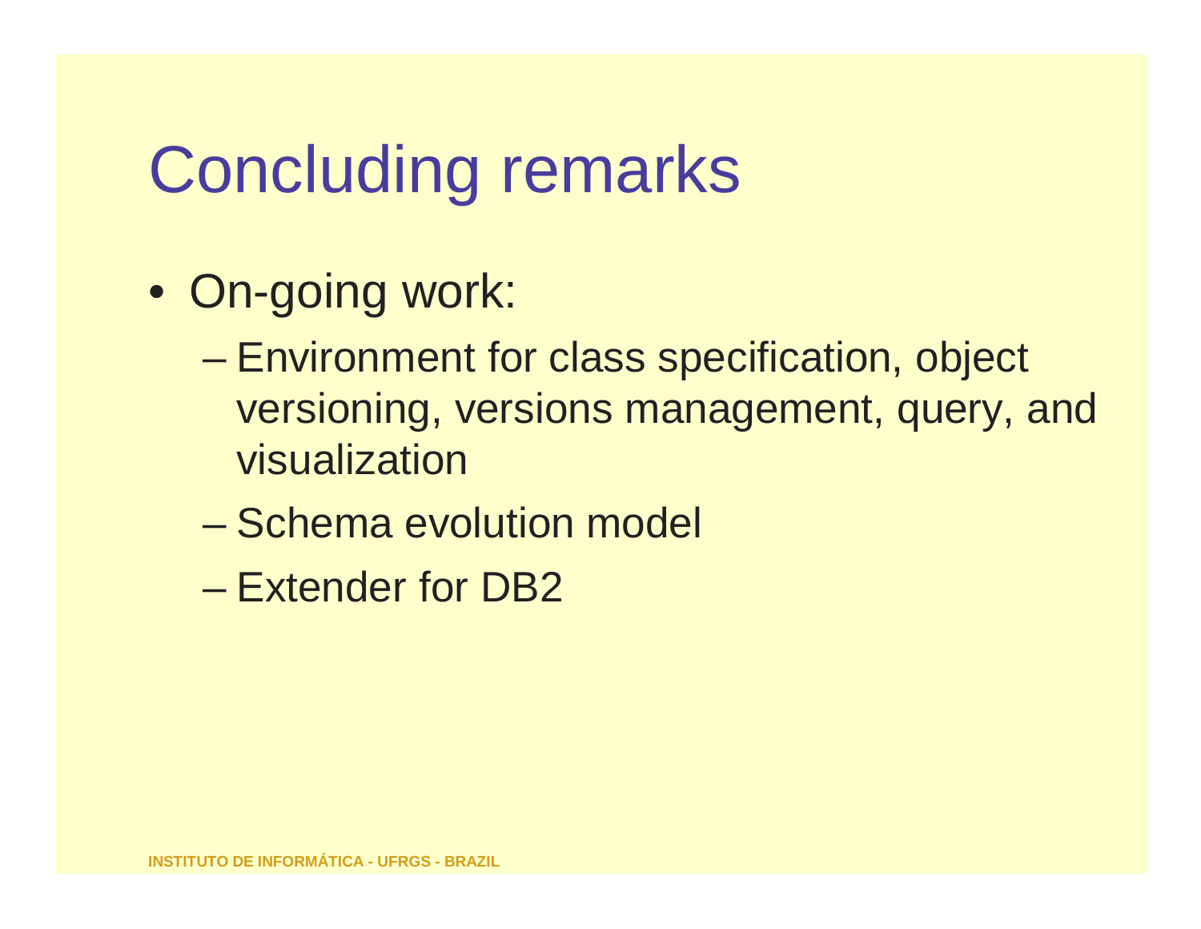# Concluding remarks

- On-going work:
  - Environment for class specification, object versioning, versions management, query, and visualization
  - Schema evolution model
  - Extender for DB2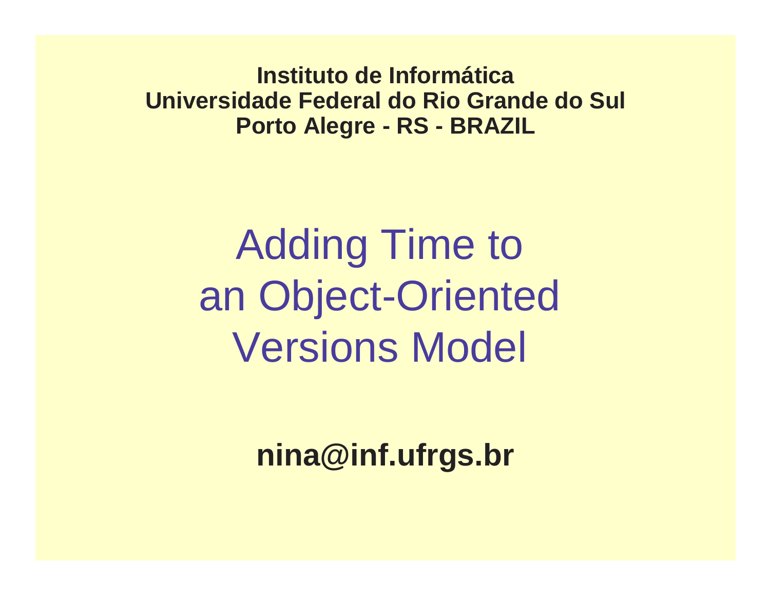**Instituto de Informática**
**Universidade Federal do Rio Grande do Sul**
**Porto Alegre - RS - BRAZIL**

# Adding Time to an Object-Oriented Versions Model

**nina@inf.ufrgs.br**